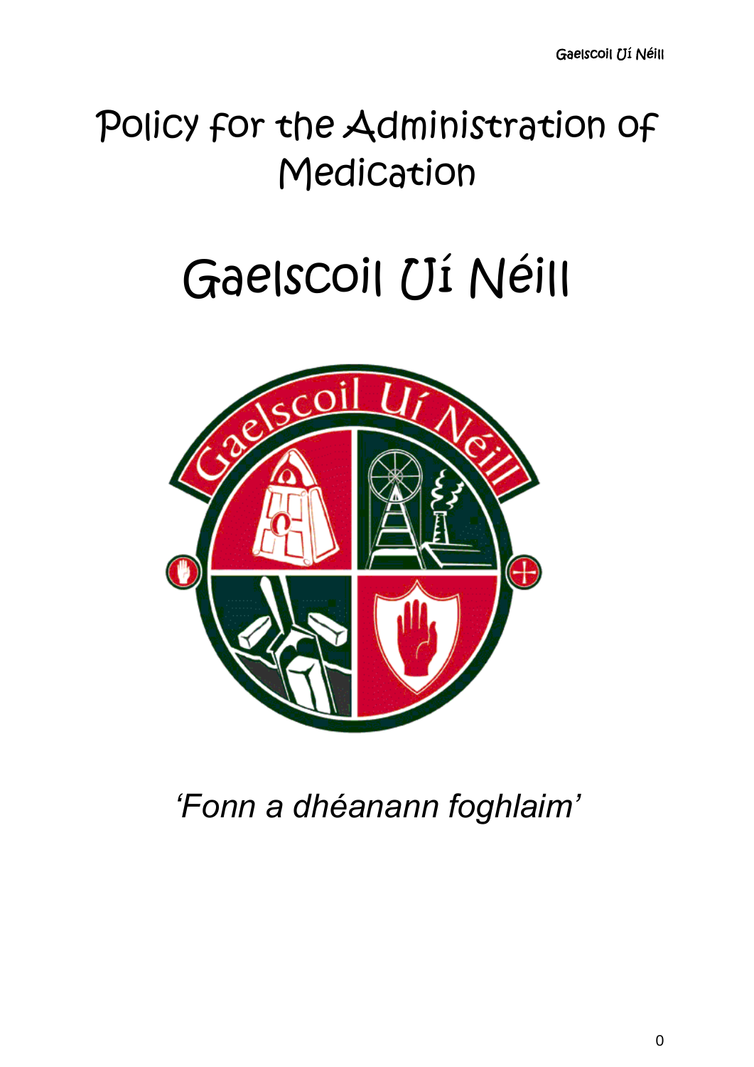# Policy for the Administration of Medication

# Gaelscoil Uí Néill

*'Fonn a dhéanann foghlaim'*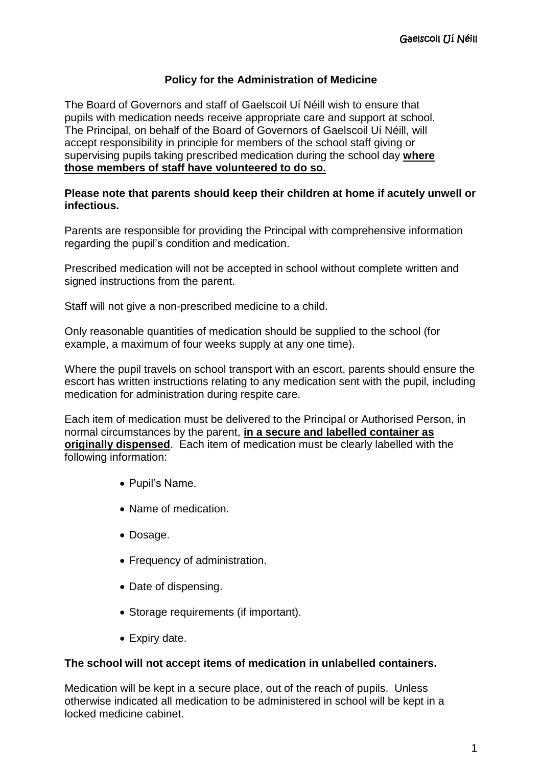## Policy for the Administration of Medicine

The Board of Governors and staff of Gaelscoil Uí Néill wish to ensure that pupils with medication needs receive appropriate care and support at school. The Principal, on behalf of the Board of Governors of Gaelscoil Uí Néill, will accept responsibility in principle for members of the school staff giving or supervising pupils taking prescribed medication during the school day **where those members of staff have volunteered to do so.**

**Please note that parents should keep their children at home if acutely unwell or infectious.**

Parents are responsible for providing the Principal with comprehensive information regarding the pupil's condition and medication.

Prescribed medication will not be accepted in school without complete written and signed instructions from the parent.

Staff will not give a non-prescribed medicine to a child.

Only reasonable quantities of medication should be supplied to the school (for example, a maximum of four weeks supply at any one time).

Where the pupil travels on school transport with an escort, parents should ensure the escort has written instructions relating to any medication sent with the pupil, including medication for administration during respite care.

Each item of medication must be delivered to the Principal or Authorised Person, in normal circumstances by the parent, **in a secure and labelled container as originally dispensed**. Each item of medication must be clearly labelled with the following information:

- Pupil's Name.
- Name of medication.
- Dosage.
- Frequency of administration.
- Date of dispensing.
- Storage requirements (if important).
- Expiry date.

**The school will not accept items of medication in unlabelled containers.**

Medication will be kept in a secure place, out of the reach of pupils. Unless otherwise indicated all medication to be administered in school will be kept in a locked medicine cabinet.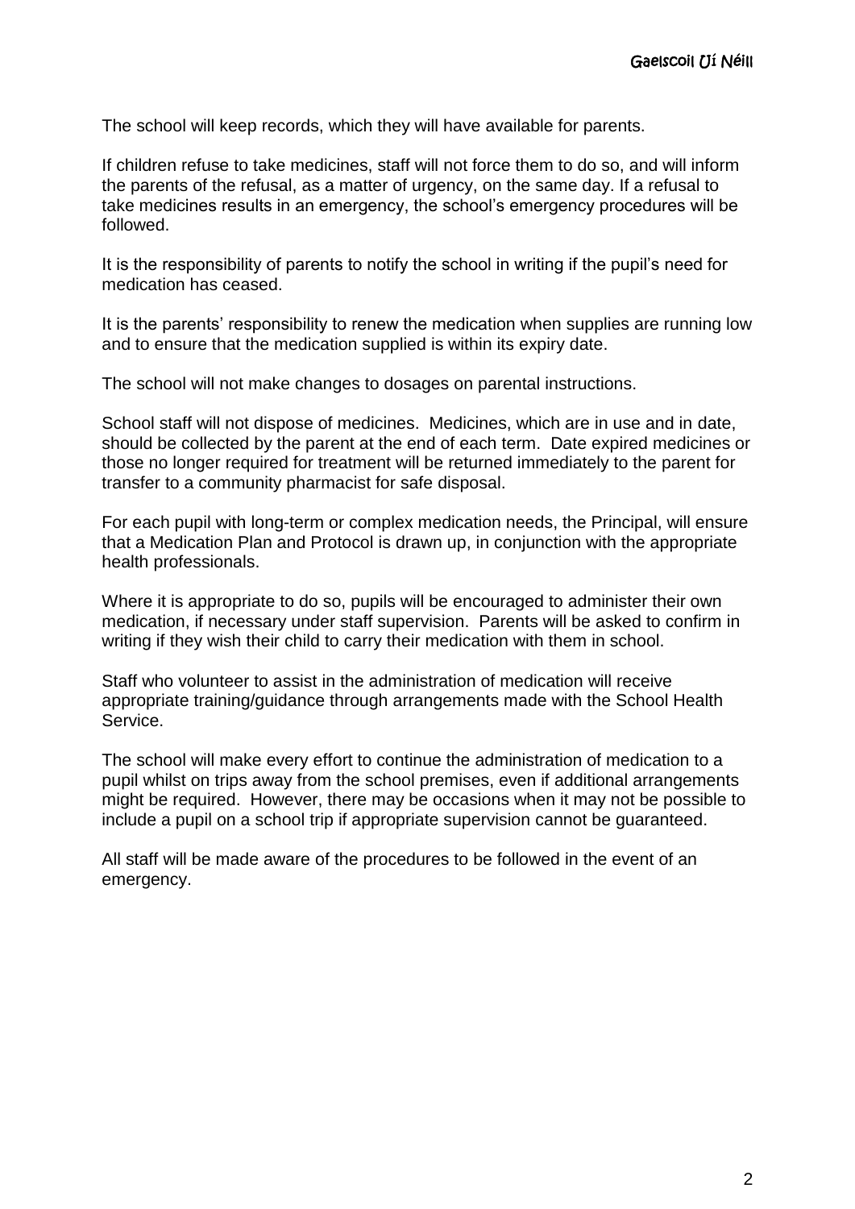The school will keep records, which they will have available for parents.

If children refuse to take medicines, staff will not force them to do so, and will inform the parents of the refusal, as a matter of urgency, on the same day. If a refusal to take medicines results in an emergency, the school's emergency procedures will be followed.

It is the responsibility of parents to notify the school in writing if the pupil's need for medication has ceased.

It is the parents' responsibility to renew the medication when supplies are running low and to ensure that the medication supplied is within its expiry date.

The school will not make changes to dosages on parental instructions.

School staff will not dispose of medicines. Medicines, which are in use and in date, should be collected by the parent at the end of each term. Date expired medicines or those no longer required for treatment will be returned immediately to the parent for transfer to a community pharmacist for safe disposal.

For each pupil with long-term or complex medication needs, the Principal, will ensure that a Medication Plan and Protocol is drawn up, in conjunction with the appropriate health professionals.

Where it is appropriate to do so, pupils will be encouraged to administer their own medication, if necessary under staff supervision. Parents will be asked to confirm in writing if they wish their child to carry their medication with them in school.

Staff who volunteer to assist in the administration of medication will receive appropriate training/guidance through arrangements made with the School Health Service.

The school will make every effort to continue the administration of medication to a pupil whilst on trips away from the school premises, even if additional arrangements might be required. However, there may be occasions when it may not be possible to include a pupil on a school trip if appropriate supervision cannot be guaranteed.

All staff will be made aware of the procedures to be followed in the event of an emergency.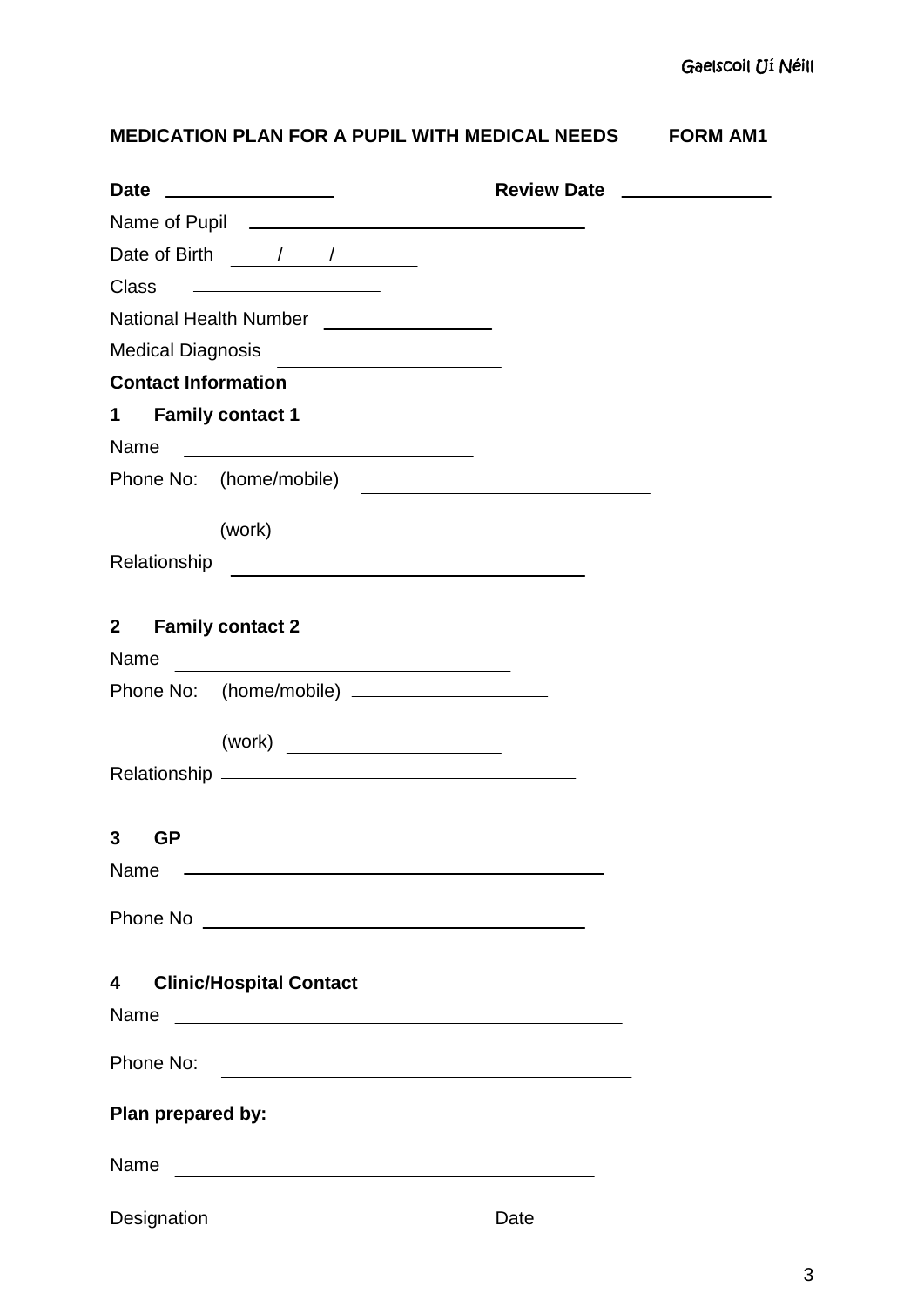**MEDICATION PLAN FOR A PUPIL WITH MEDICAL NEEDS FORM AM1**

**Date** ________________ **Review Date** ______________

Name of Pupil ________________________________

Date of Birth ____/____/________

Class __________________

National Health Number ________________

Medical Diagnosis _____________________

**Contact Information**

**1 Family contact 1**

Name ___________________________

Phone No: (home/mobile) ___________________________

(work) ___________________________

Relationship ________________________________

**2 Family contact 2**

Name ________________________________

Phone No: (home/mobile) __________________

(work) ____________________

Relationship __________________________________

**3 GP**

Name ________________________________________

Phone No ____________________________________

**4 Clinic/Hospital Contact**

Name ___________________________________________

Phone No: _______________________________________

**Plan prepared by:**

Name ________________________________________

Designation Date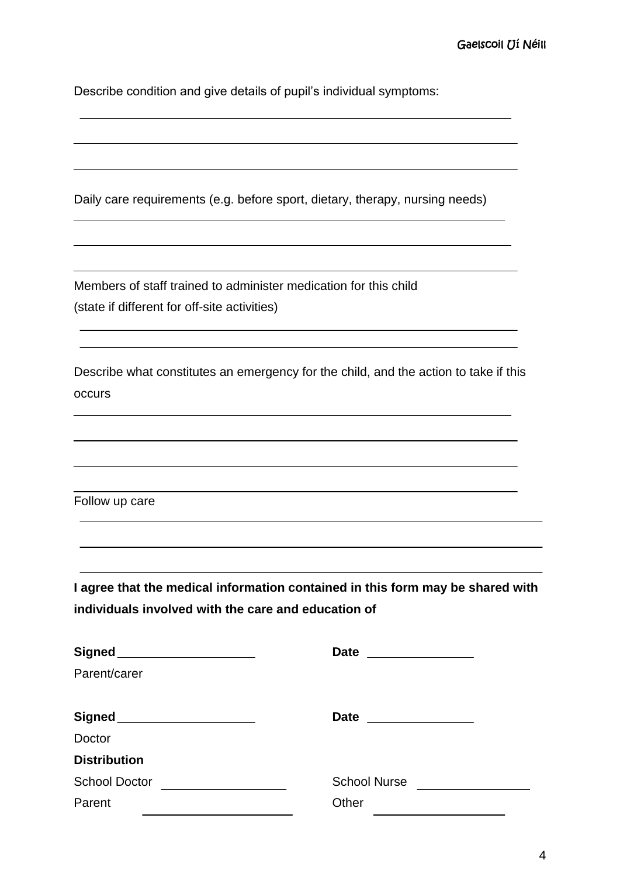Describe condition and give details of pupil's individual symptoms:

Daily care requirements (e.g. before sport, dietary, therapy, nursing needs)

Members of staff trained to administer medication for this child
(state if different for off-site activities)

Describe what constitutes an emergency for the child, and the action to take if this occurs

Follow up care

**I agree that the medical information contained in this form may be shared with individuals involved with the care and education of**

**Signed** ____________________ **Date** ________________
Parent/carer

**Signed** ____________________ **Date** ________________
Doctor

**Distribution**

School Doctor ________________ School Nurse ________________
Parent ________________ Other ________________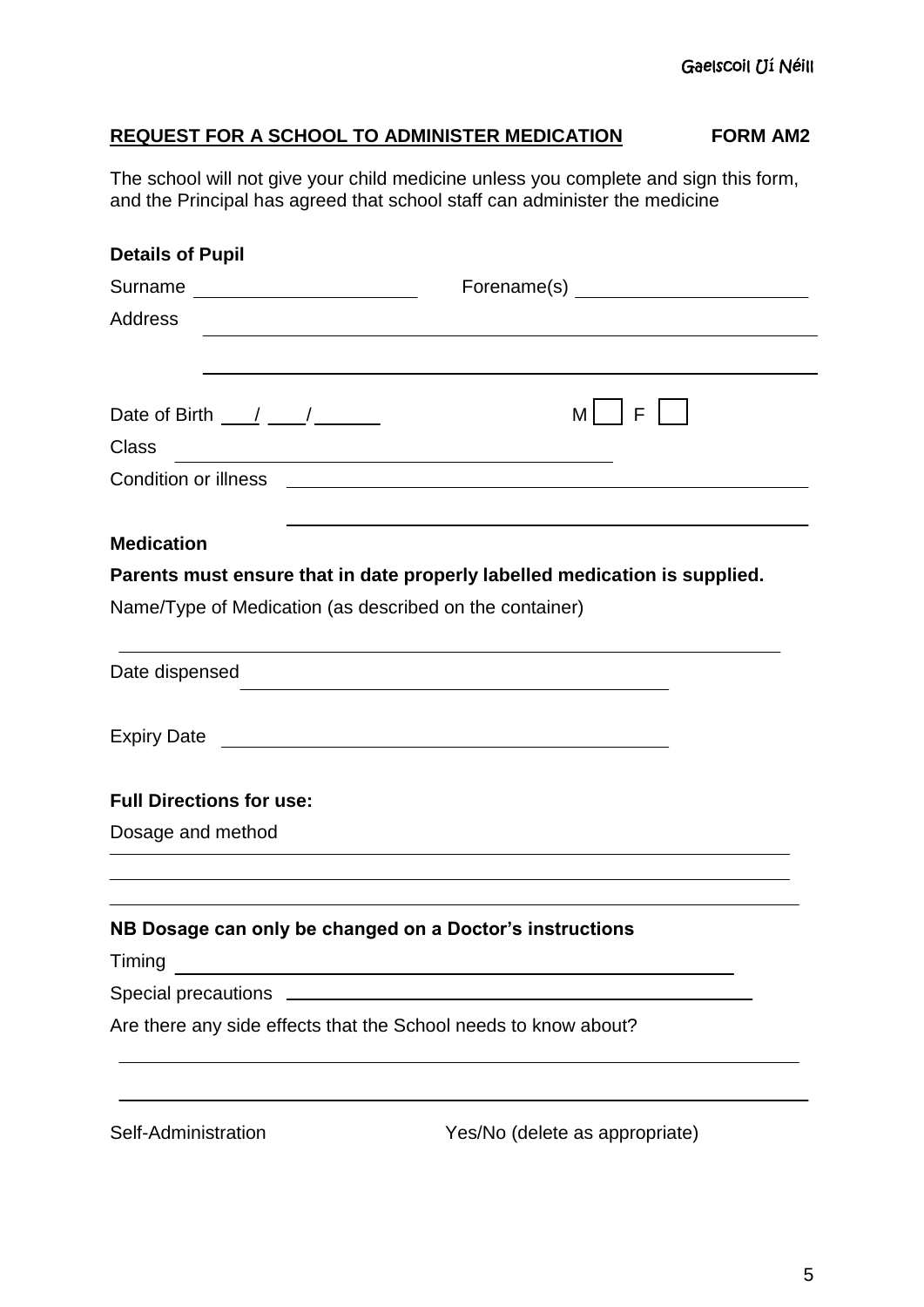**REQUEST FOR A SCHOOL TO ADMINISTER MEDICATION** **FORM AM2**

The school will not give your child medicine unless you complete and sign this form, and the Principal has agreed that school staff can administer the medicine

**Details of Pupil**

Surname ______________________ Forename(s) ______________________

Address ____________________________________________________________

____________________________________________________________

Date of Birth ___/___/______ M ☐ F ☐

Class ____________________________________________

Condition or illness ____________________________________________

____________________________________________

**Medication**

**Parents must ensure that in date properly labelled medication is supplied.**

Name/Type of Medication (as described on the container)

____________________________________________________________

Date dispensed ____________________________________________

Expiry Date ____________________________________________

**Full Directions for use:**

Dosage and method

____________________________________________________________

____________________________________________________________

____________________________________________________________

**NB Dosage can only be changed on a Doctor's instructions**

Timing ____________________________________________________

Special precautions ____________________________________________

Are there any side effects that the School needs to know about?

____________________________________________________________

____________________________________________________________

Self-Administration Yes/No (delete as appropriate)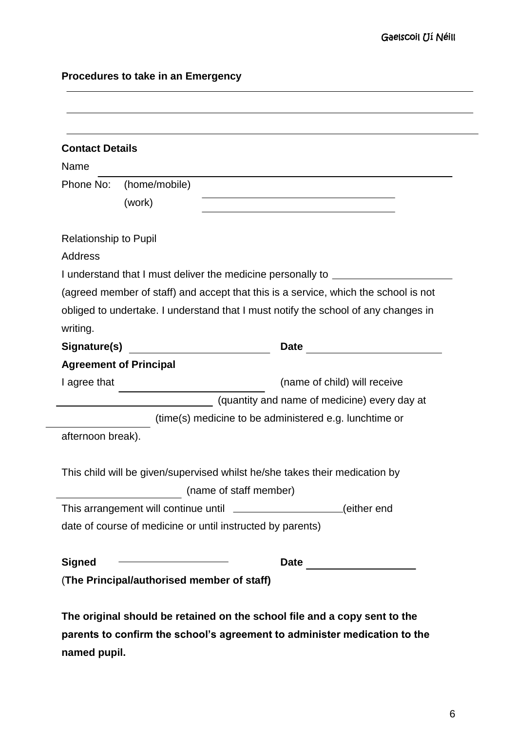**Procedures to take in an Emergency**

\_\_\_\_\_\_\_\_\_\_\_\_\_\_\_\_\_\_\_\_\_\_\_\_\_\_\_\_\_\_\_\_\_\_\_\_\_\_\_\_\_\_\_\_\_\_\_\_\_\_\_\_\_\_\_\_\_\_\_\_

\_\_\_\_\_\_\_\_\_\_\_\_\_\_\_\_\_\_\_\_\_\_\_\_\_\_\_\_\_\_\_\_\_\_\_\_\_\_\_\_\_\_\_\_\_\_\_\_\_\_\_\_\_\_\_\_\_\_\_\_

\_\_\_\_\_\_\_\_\_\_\_\_\_\_\_\_\_\_\_\_\_\_\_\_\_\_\_\_\_\_\_\_\_\_\_\_\_\_\_\_\_\_\_\_\_\_\_\_\_\_\_\_\_\_\_\_\_\_\_\_

**Contact Details**

Name \_\_\_\_\_\_\_\_\_\_\_\_\_\_\_\_\_\_\_\_\_\_\_\_\_\_\_\_\_\_\_\_\_\_\_\_\_\_\_\_\_\_\_\_\_\_\_\_

Phone No: (home/mobile) \_\_\_\_\_\_\_\_\_\_\_\_\_\_\_\_\_\_\_\_\_\_\_\_\_\_\_\_

(work) \_\_\_\_\_\_\_\_\_\_\_\_\_\_\_\_\_\_\_\_\_\_\_\_\_\_\_\_

Relationship to Pupil

Address

I understand that I must deliver the medicine personally to \_\_\_\_\_\_\_\_\_\_\_\_\_\_\_\_\_\_\_\_ (agreed member of staff) and accept that this is a service, which the school is not obliged to undertake. I understand that I must notify the school of any changes in writing.

**Signature(s)** \_\_\_\_\_\_\_\_\_\_\_\_\_\_\_\_\_\_\_\_\_\_\_\_ **Date** \_\_\_\_\_\_\_\_\_\_\_\_\_\_\_\_\_\_\_\_\_\_\_\_

**Agreement of Principal**

I agree that \_\_\_\_\_\_\_\_\_\_\_\_\_\_\_\_\_\_\_\_\_\_\_\_ (name of child) will receive \_\_\_\_\_\_\_\_\_\_\_\_\_\_\_\_\_\_\_\_\_\_\_\_\_\_ (quantity and name of medicine) every day at \_\_\_\_\_\_\_\_\_\_\_\_\_\_\_\_\_\_ (time(s) medicine to be administered e.g. lunchtime or afternoon break).

This child will be given/supervised whilst he/she takes their medication by \_\_\_\_\_\_\_\_\_\_\_\_\_\_\_\_\_\_\_\_\_\_ (name of staff member)

This arrangement will continue until \_\_\_\_\_\_\_\_\_\_\_\_\_\_\_\_\_\_\_\_(either end date of course of medicine or until instructed by parents)

**Signed** \_\_\_\_\_\_\_\_\_\_\_\_\_\_\_\_\_\_\_\_ **Date** \_\_\_\_\_\_\_\_\_\_\_\_\_\_\_\_\_\_\_\_

(**The Principal/authorised member of staff)**

**The original should be retained on the school file and a copy sent to the parents to confirm the school's agreement to administer medication to the named pupil.**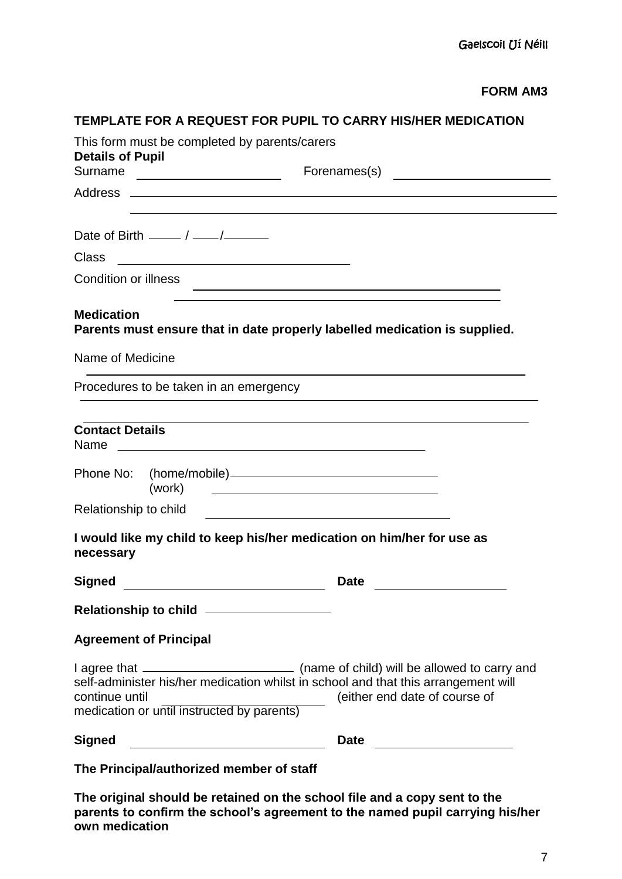**FORM AM3**

## TEMPLATE FOR A REQUEST FOR PUPIL TO CARRY HIS/HER MEDICATION

This form must be completed by parents/carers

**Details of Pupil**

Surname ______________________ Forenames(s) ________________________

Address ____________________________________________________________

____________________________________________________________

Date of Birth _____ / ____/_______

Class ___________________________________

Condition or illness ________________________________________________

________________________________________________

**Medication**

**Parents must ensure that in date properly labelled medication is supplied.**

Name of Medicine

____________________________________________________________

Procedures to be taken in an emergency

____________________________________________________________

____________________________________________________________

**Contact Details**

Name ______________________________________________

Phone No: (home/mobile)________________________________

(work) ________________________________

Relationship to child ___________________________________

**I would like my child to keep his/her medication on him/her for use as necessary**

**Signed** ____________________________ **Date** ___________________

**Relationship to child** ___________________

**Agreement of Principal**

I agree that ______________________ (name of child) will be allowed to carry and self-administer his/her medication whilst in school and that this arrangement will continue until ________________________ (either end date of course of medication or until instructed by parents)

**Signed** ____________________________ **Date** ___________________

**The Principal/authorized member of staff**

**The original should be retained on the school file and a copy sent to the parents to confirm the school's agreement to the named pupil carrying his/her own medication**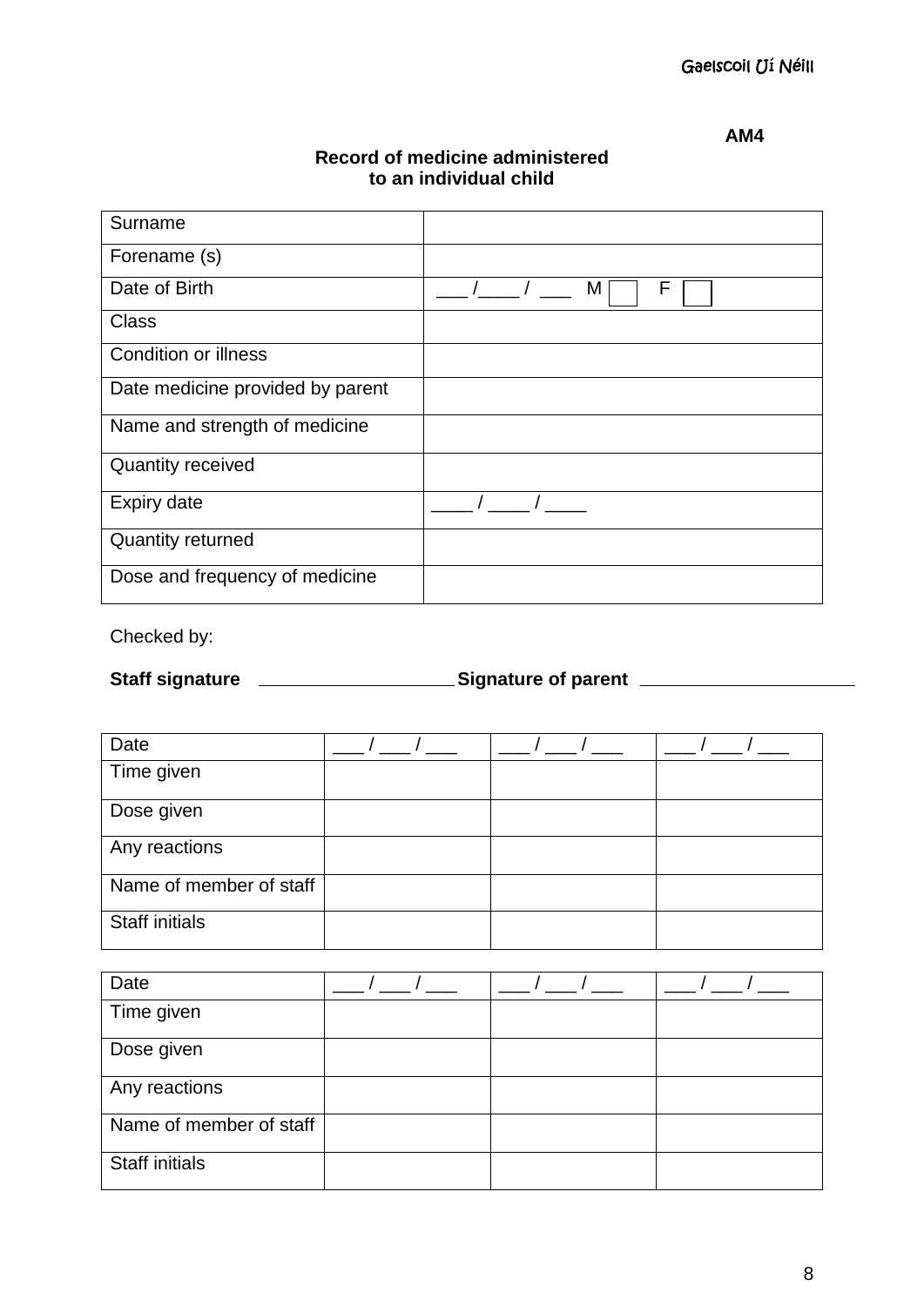**AM4**

**Record of medicine administered to an individual child**

| Surname | |
|---|---|
| Forename (s) | |
| Date of Birth | ___ /____ / ___ M ☐ F ☐ |
| Class | |
| Condition or illness | |
| Date medicine provided by parent | |
| Name and strength of medicine | |
| Quantity received | |
| Expiry date | ____ / ____ / ____ |
| Quantity returned | |
| Dose and frequency of medicine | |

Checked by:

**Staff signature** ____________________ **Signature of parent** ______________________

| Date | ___ / ___ / ___ | ___ / ___ / ___ | ___ / ___ / ___ |
|---|---|---|---|
| Time given | | | |
| Dose given | | | |
| Any reactions | | | |
| Name of member of staff | | | |
| Staff initials | | | |

| Date | ___ / ___ / ___ | ___ / ___ / ___ | ___ / ___ / ___ |
|---|---|---|---|
| Time given | | | |
| Dose given | | | |
| Any reactions | | | |
| Name of member of staff | | | |
| Staff initials | | | |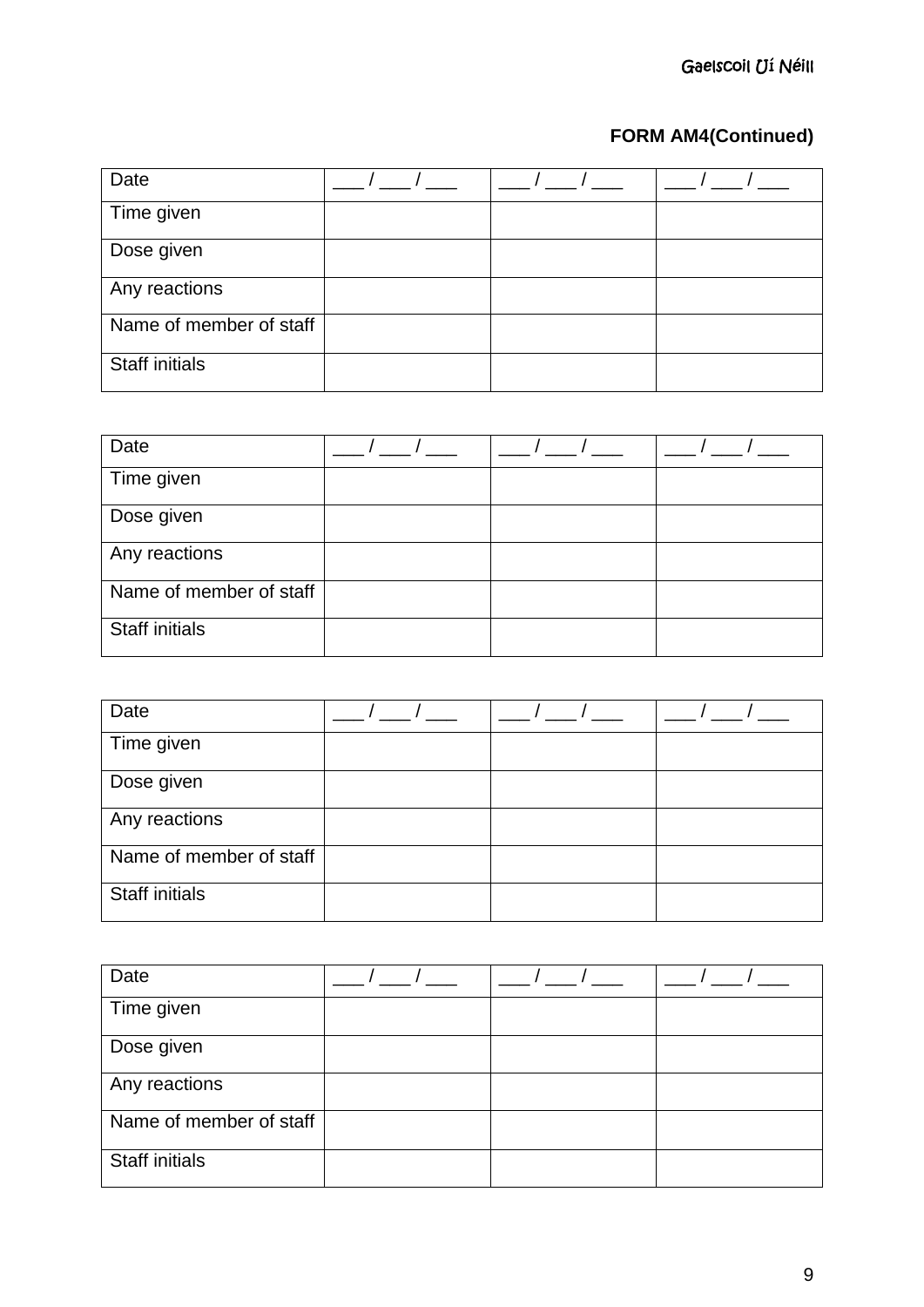**FORM AM4(Continued)**

| Date | ___ / ___ / ___ | ___ / ___ / ___ | ___ / ___ / ___ |
|---|---|---|---|
| Time given | | | |
| Dose given | | | |
| Any reactions | | | |
| Name of member of staff | | | |
| Staff initials | | | |

| Date | ___ / ___ / ___ | ___ / ___ / ___ | ___ / ___ / ___ |
|---|---|---|---|
| Time given | | | |
| Dose given | | | |
| Any reactions | | | |
| Name of member of staff | | | |
| Staff initials | | | |

| Date | ___ / ___ / ___ | ___ / ___ / ___ | ___ / ___ / ___ |
|---|---|---|---|
| Time given | | | |
| Dose given | | | |
| Any reactions | | | |
| Name of member of staff | | | |
| Staff initials | | | |

| Date | ___ / ___ / ___ | ___ / ___ / ___ | ___ / ___ / ___ |
|---|---|---|---|
| Time given | | | |
| Dose given | | | |
| Any reactions | | | |
| Name of member of staff | | | |
| Staff initials | | | |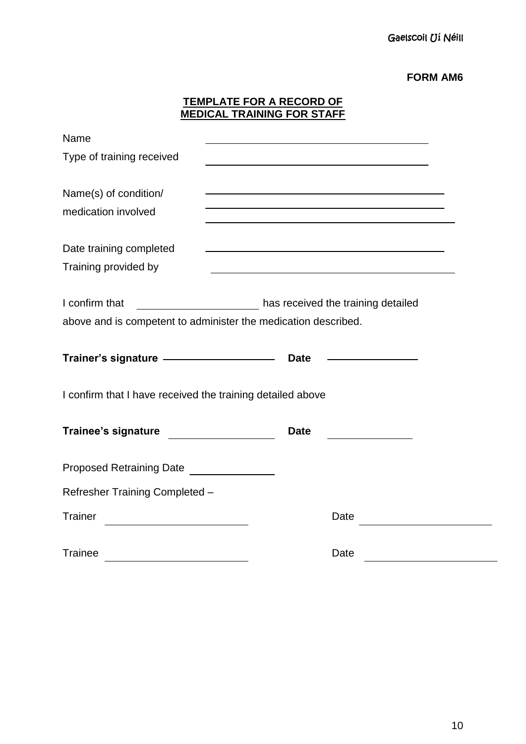**FORM AM6**

## TEMPLATE FOR A RECORD OF MEDICAL TRAINING FOR STAFF

Name ______________________________

Type of training received ______________________________

Name(s) of condition/ ______________________________
medication involved ______________________________
______________________________

Date training completed ______________________________

Training provided by ______________________________

I confirm that ____________________ has received the training detailed above and is competent to administer the medication described.

**Trainer's signature** ____________________ **Date** ______________

I confirm that I have received the training detailed above

**Trainee's signature** ____________________ **Date** ______________

Proposed Retraining Date ______________

Refresher Training Completed –

Trainer ____________________ Date ____________________

Trainee ____________________ Date ____________________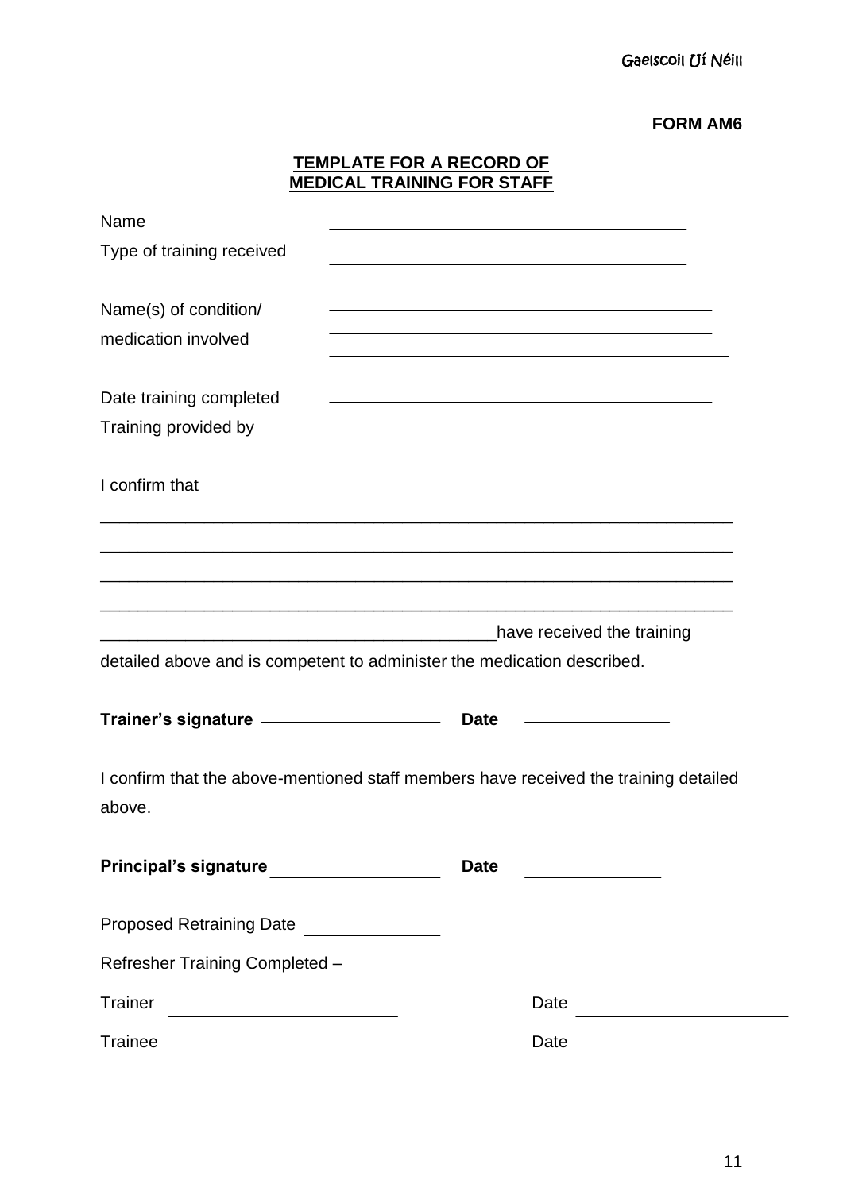**FORM AM6**

**<u>TEMPLATE FOR A RECORD OF MEDICAL TRAINING FOR STAFF</u>**

Name ________________________________________

Type of training received ________________________________________

Name(s) of condition/ medication involved ________________________________________
________________________________________
________________________________________

Date training completed ________________________________________

Training provided by ________________________________________

I confirm that

________________________________________________________________________

________________________________________________________________________

________________________________________________________________________

________________________________________________________________________

____________________________________________have received the training detailed above and is competent to administer the medication described.

**Trainer's signature** ____________________ **Date** ________________

I confirm that the above-mentioned staff members have received the training detailed above.

**Principal's signature** ____________________ **Date** ________________

Proposed Retraining Date ______________

Refresher Training Completed –

Trainer ________________________ Date ________________________

Trainee Date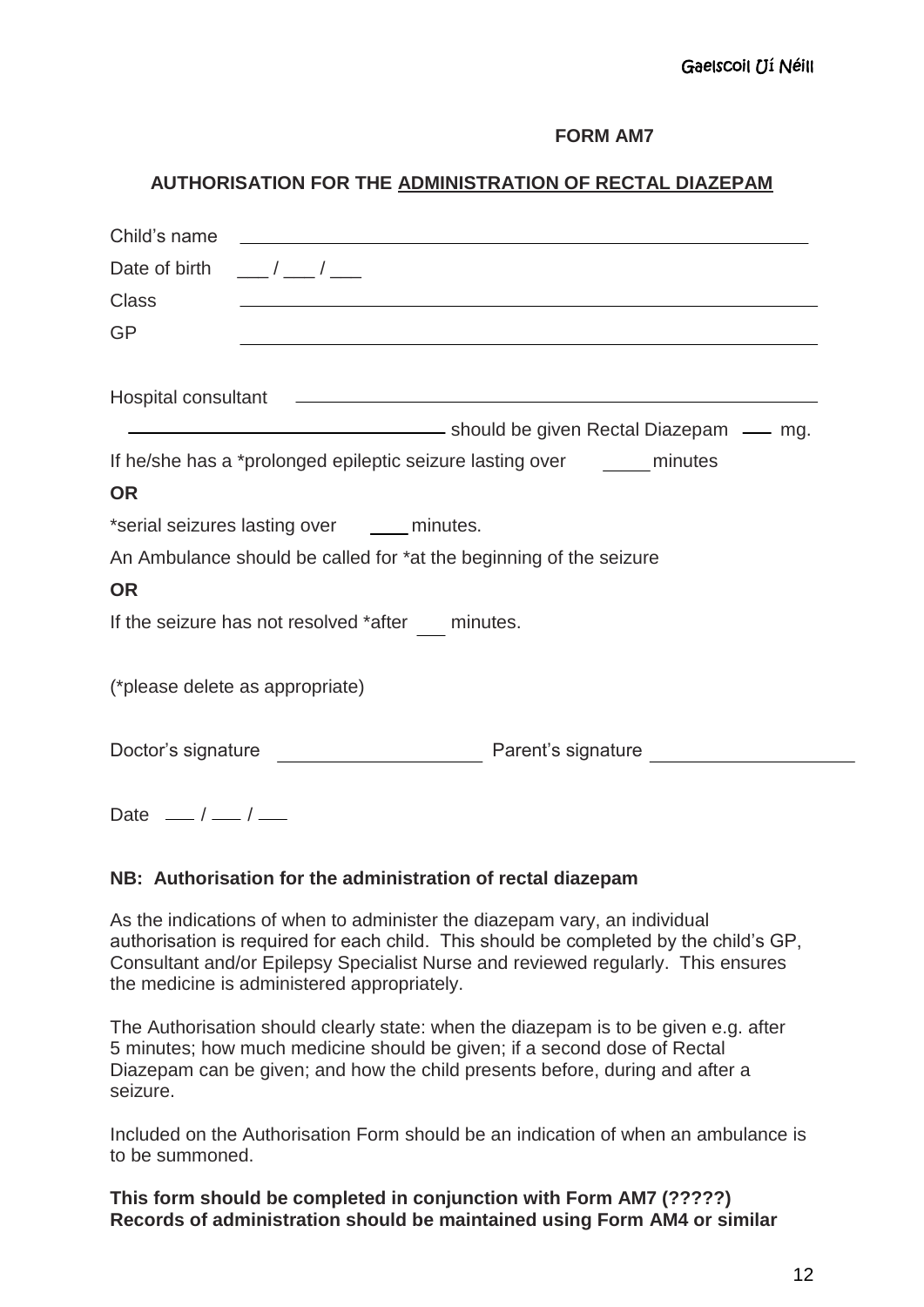**FORM AM7**

**AUTHORISATION FOR THE ADMINISTRATION OF RECTAL DIAZEPAM**

Child's name ____________________________________________

Date of birth ___ / ___ / ___

Class ____________________________________________

GP ____________________________________________

Hospital consultant ____________________________________________

____________________________ should be given Rectal Diazepam ___ mg.

If he/she has a *prolonged epileptic seizure lasting over _____ minutes

**OR**

*serial seizures lasting over ____ minutes.

An Ambulance should be called for *at the beginning of the seizure

**OR**

If the seizure has not resolved *after ___ minutes.

(*please delete as appropriate)

Doctor's signature ____________________ Parent's signature ____________________

Date ___ / ___ / ___

**NB: Authorisation for the administration of rectal diazepam**

As the indications of when to administer the diazepam vary, an individual authorisation is required for each child. This should be completed by the child's GP, Consultant and/or Epilepsy Specialist Nurse and reviewed regularly. This ensures the medicine is administered appropriately.

The Authorisation should clearly state: when the diazepam is to be given e.g. after 5 minutes; how much medicine should be given; if a second dose of Rectal Diazepam can be given; and how the child presents before, during and after a seizure.

Included on the Authorisation Form should be an indication of when an ambulance is to be summoned.

**This form should be completed in conjunction with Form AM7 (?????)**
**Records of administration should be maintained using Form AM4 or similar**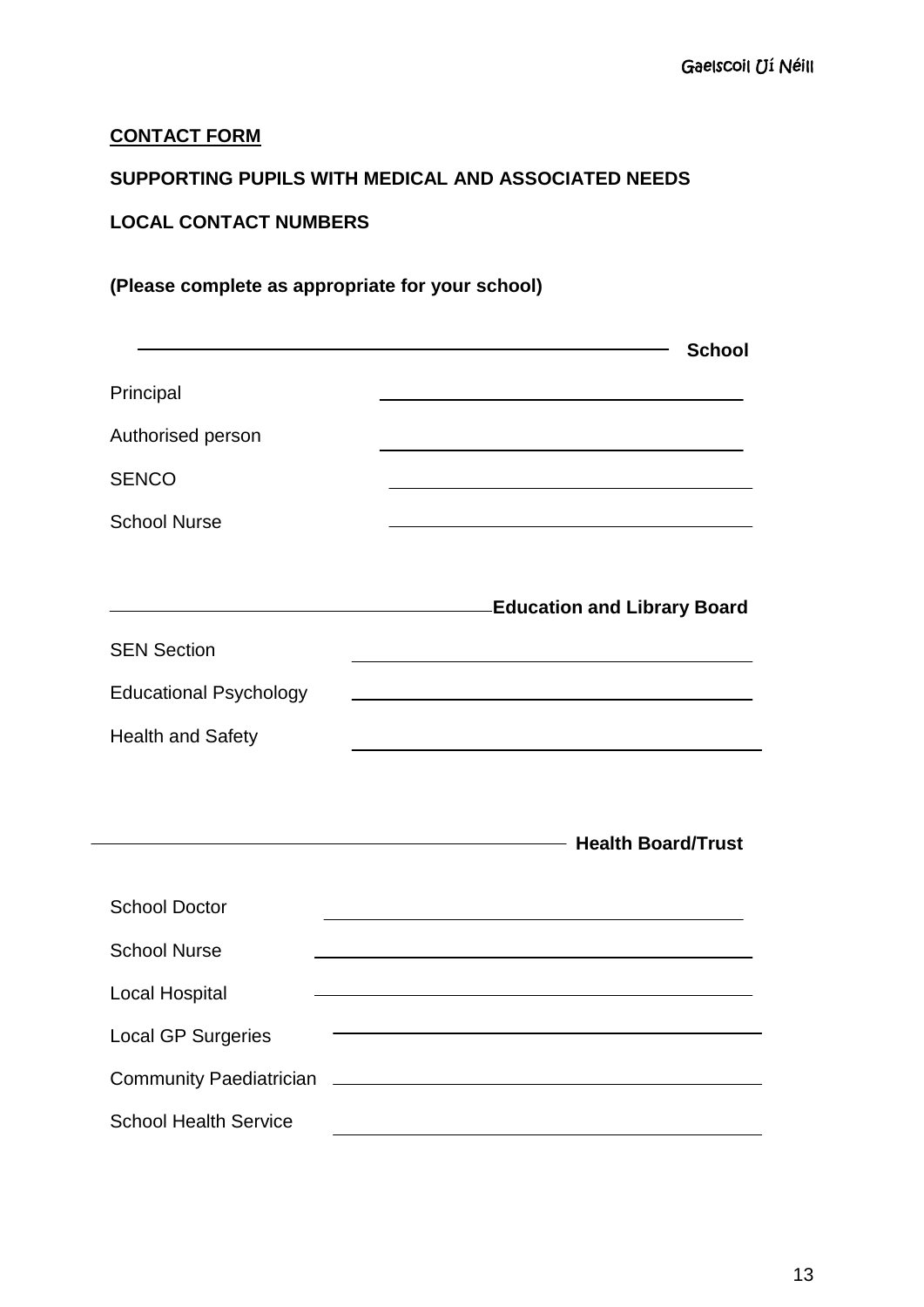**CONTACT FORM**

**SUPPORTING PUPILS WITH MEDICAL AND ASSOCIATED NEEDS**

**LOCAL CONTACT NUMBERS**

**(Please complete as appropriate for your school)**

\_\_\_\_\_\_\_\_\_\_\_\_\_\_\_\_\_\_\_\_\_\_\_\_\_\_\_\_\_\_\_\_\_\_\_\_\_\_\_\_ **School**

Principal \_\_\_\_\_\_\_\_\_\_\_\_\_\_\_\_\_\_\_\_\_\_\_\_\_\_\_\_\_\_\_\_

Authorised person \_\_\_\_\_\_\_\_\_\_\_\_\_\_\_\_\_\_\_\_\_\_\_\_\_\_\_\_\_\_\_\_

SENCO \_\_\_\_\_\_\_\_\_\_\_\_\_\_\_\_\_\_\_\_\_\_\_\_\_\_\_\_\_\_\_\_

School Nurse \_\_\_\_\_\_\_\_\_\_\_\_\_\_\_\_\_\_\_\_\_\_\_\_\_\_\_\_\_\_\_\_

\_\_\_\_\_\_\_\_\_\_\_\_\_\_\_\_\_\_\_\_\_\_\_\_\_\_\_\_\_\_\_\_\_\_\_\_**Education and Library Board**

SEN Section \_\_\_\_\_\_\_\_\_\_\_\_\_\_\_\_\_\_\_\_\_\_\_\_\_\_\_\_\_\_\_\_

Educational Psychology \_\_\_\_\_\_\_\_\_\_\_\_\_\_\_\_\_\_\_\_\_\_\_\_\_\_\_\_\_\_\_\_

Health and Safety \_\_\_\_\_\_\_\_\_\_\_\_\_\_\_\_\_\_\_\_\_\_\_\_\_\_\_\_\_\_\_\_

\_\_\_\_\_\_\_\_\_\_\_\_\_\_\_\_\_\_\_\_\_\_\_\_\_\_\_\_\_\_\_\_\_\_\_\_\_\_\_\_ **Health Board/Trust**

School Doctor \_\_\_\_\_\_\_\_\_\_\_\_\_\_\_\_\_\_\_\_\_\_\_\_\_\_\_\_\_\_\_\_

School Nurse \_\_\_\_\_\_\_\_\_\_\_\_\_\_\_\_\_\_\_\_\_\_\_\_\_\_\_\_\_\_\_\_

Local Hospital \_\_\_\_\_\_\_\_\_\_\_\_\_\_\_\_\_\_\_\_\_\_\_\_\_\_\_\_\_\_\_\_

Local GP Surgeries \_\_\_\_\_\_\_\_\_\_\_\_\_\_\_\_\_\_\_\_\_\_\_\_\_\_\_\_\_\_\_\_

Community Paediatrician \_\_\_\_\_\_\_\_\_\_\_\_\_\_\_\_\_\_\_\_\_\_\_\_\_\_\_\_\_\_\_\_

School Health Service \_\_\_\_\_\_\_\_\_\_\_\_\_\_\_\_\_\_\_\_\_\_\_\_\_\_\_\_\_\_\_\_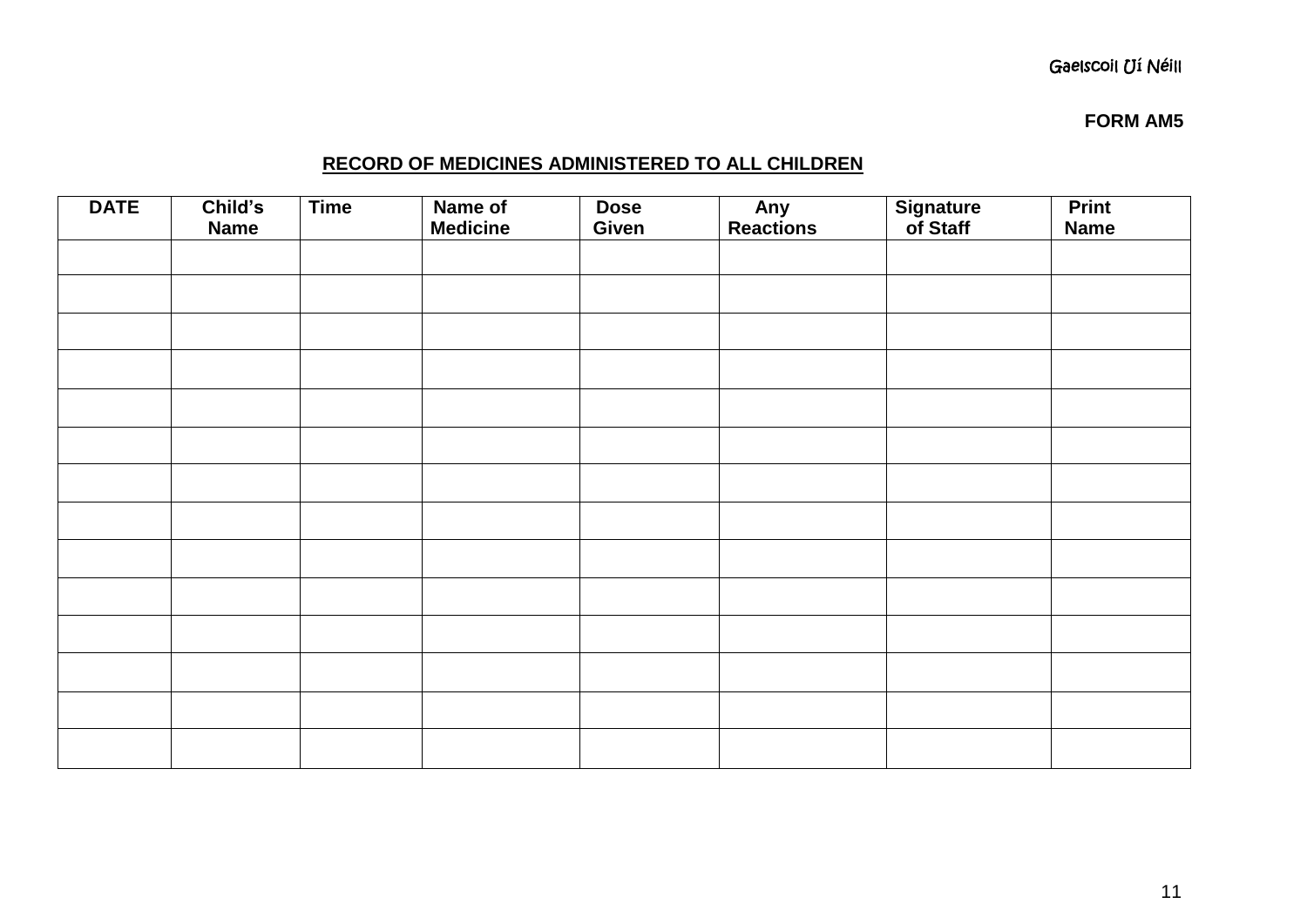Gaelscoil Uí Néill

**FORM AM5**

**<u>RECORD OF MEDICINES ADMINISTERED TO ALL CHILDREN</u>**

| DATE | Child's Name | Time | Name of Medicine | Dose Given | Any Reactions | Signature of Staff | Print Name |
|---|---|---|---|---|---|---|---|
| | | | | | | | |
| | | | | | | | |
| | | | | | | | |
| | | | | | | | |
| | | | | | | | |
| | | | | | | | |
| | | | | | | | |
| | | | | | | | |
| | | | | | | | |
| | | | | | | | |
| | | | | | | | |
| | | | | | | | |
| | | | | | | | |
| | | | | | | | |